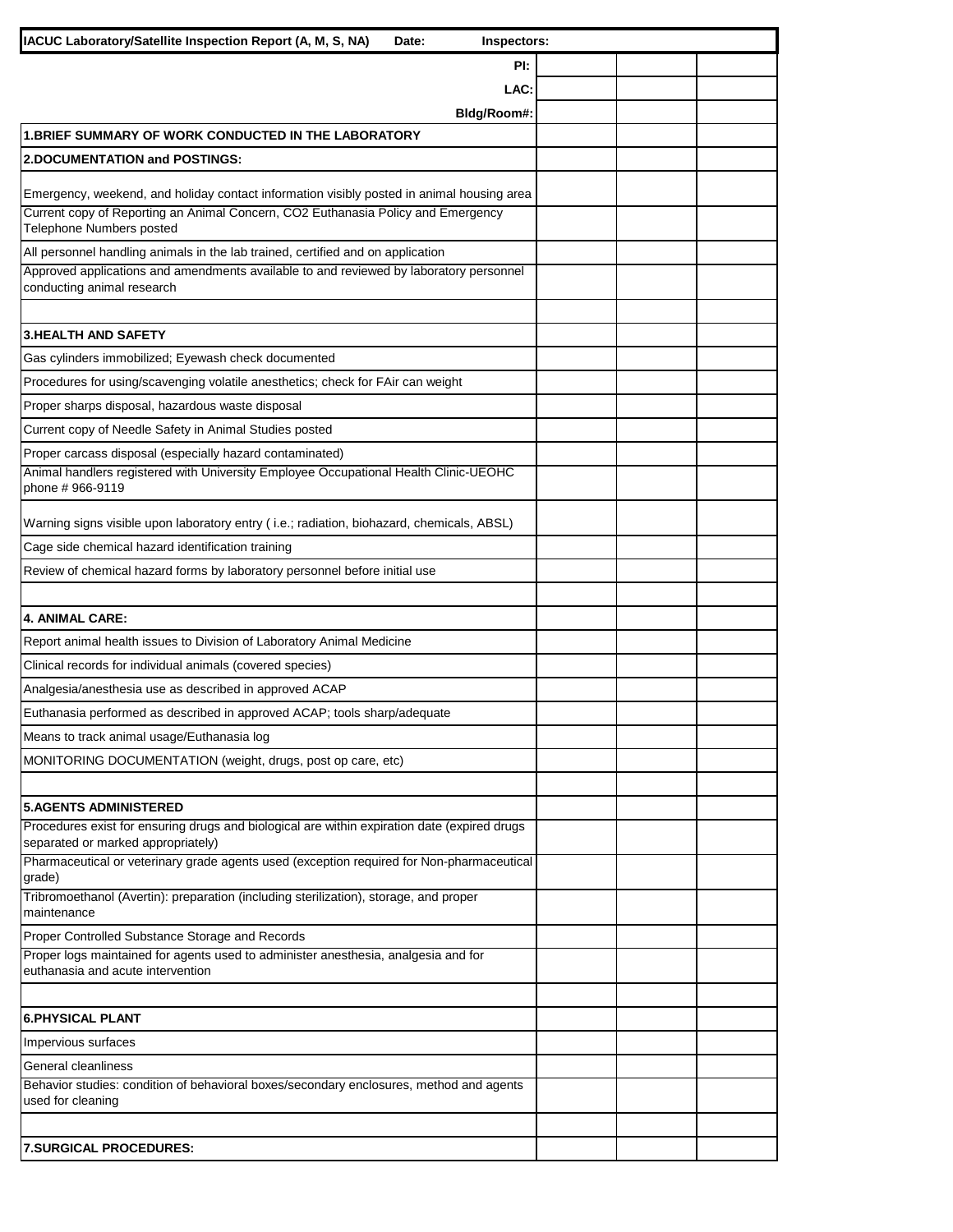| IACUC Laboratory/Satellite Inspection Report (A, M, S, NA) Date: Inspectors: | | | |
|---|---|---|---|
| PI: | | | |
| LAC: | | | |
| Bldg/Room#: | | | |
| **1.BRIEF SUMMARY OF WORK CONDUCTED IN THE LABORATORY** | | | |
| **2.DOCUMENTATION and POSTINGS:** | | | |
| Emergency, weekend, and holiday contact information visibly posted in animal housing area | | | |
| Current copy of Reporting an Animal Concern, CO2 Euthanasia Policy and Emergency Telephone Numbers posted | | | |
| All personnel handling animals in the lab trained, certified and on application | | | |
| Approved applications and amendments available to and reviewed by laboratory personnel conducting animal research | | | |
| | | | |
| **3.HEALTH AND SAFETY** | | | |
| Gas cylinders immobilized; Eyewash check documented | | | |
| Procedures for using/scavenging volatile anesthetics; check for FAir can weight | | | |
| Proper sharps disposal, hazardous waste disposal | | | |
| Current copy of Needle Safety in Animal Studies posted | | | |
| Proper carcass disposal (especially hazard contaminated) | | | |
| Animal handlers registered with University Employee Occupational Health Clinic-UEOHC phone # 966-9119 | | | |
| Warning signs visible upon laboratory entry ( i.e.; radiation, biohazard, chemicals, ABSL) | | | |
| Cage side chemical hazard identification training | | | |
| Review of chemical hazard forms by laboratory personnel before initial use | | | |
| | | | |
| **4. ANIMAL CARE:** | | | |
| Report animal health issues to Division of Laboratory Animal Medicine | | | |
| Clinical records for individual animals (covered species) | | | |
| Analgesia/anesthesia use as described in approved ACAP | | | |
| Euthanasia performed as described in approved ACAP; tools sharp/adequate | | | |
| Means to track animal usage/Euthanasia log | | | |
| MONITORING DOCUMENTATION (weight, drugs, post op care, etc) | | | |
| | | | |
| **5.AGENTS ADMINISTERED** | | | |
| Procedures exist for ensuring drugs and biological are within expiration date (expired drugs separated or marked appropriately) | | | |
| Pharmaceutical or veterinary grade agents used (exception required for Non-pharmaceutical grade) | | | |
| Tribromoethanol (Avertin): preparation (including sterilization), storage, and proper maintenance | | | |
| Proper Controlled Substance Storage and Records | | | |
| Proper logs maintained for agents used to administer anesthesia, analgesia and for euthanasia and acute intervention | | | |
| | | | |
| **6.PHYSICAL PLANT** | | | |
| Impervious surfaces | | | |
| General cleanliness | | | |
| Behavior studies: condition of behavioral boxes/secondary enclosures, method and agents used for cleaning | | | |
| | | | |
| **7.SURGICAL PROCEDURES:** | | | |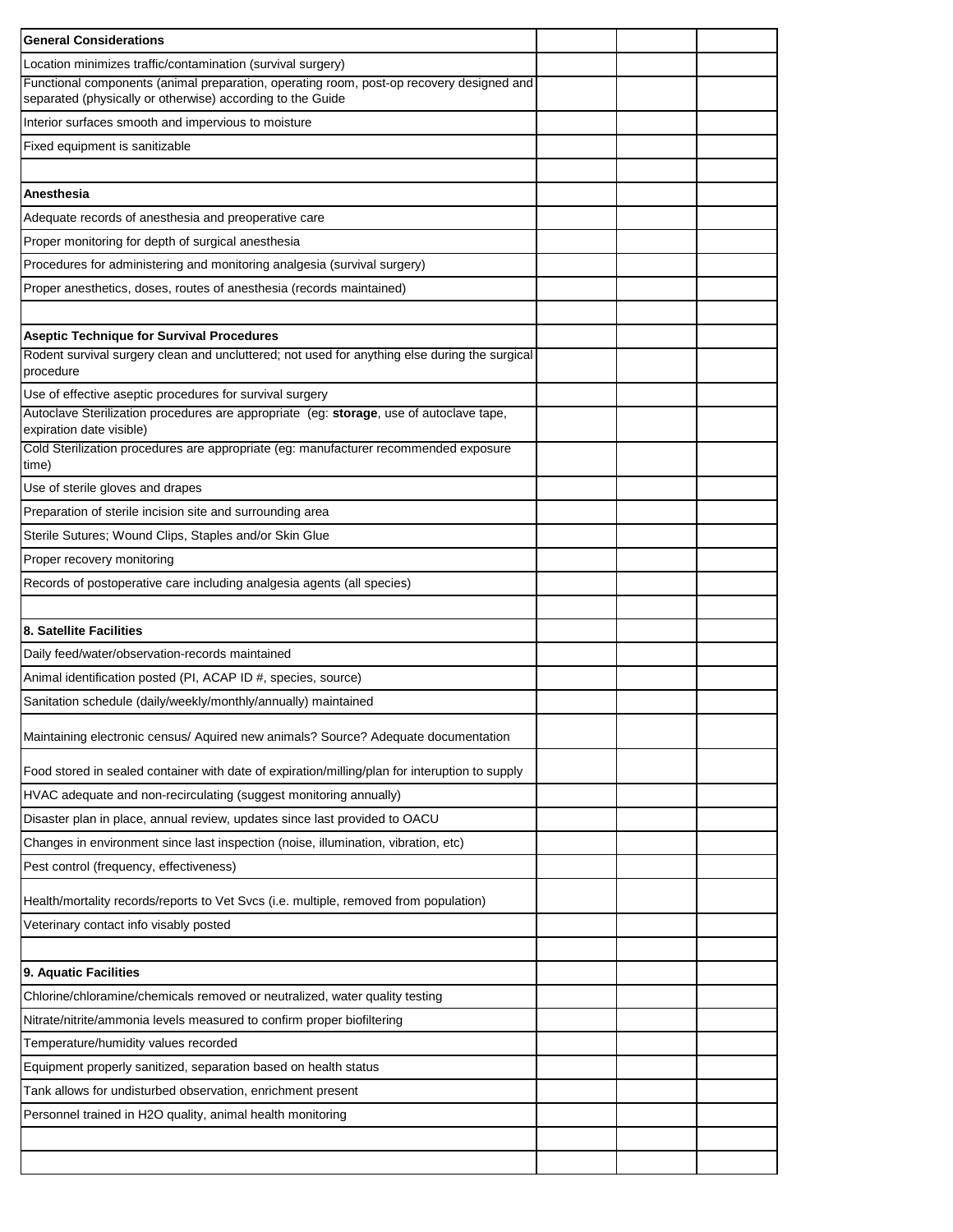| | | | |
|---|---|---|---|
| **General Considerations** | | | |
| Location minimizes traffic/contamination (survival surgery) | | | |
| Functional components (animal preparation, operating room, post-op recovery designed and separated (physically or otherwise) according to the Guide | | | |
| Interior surfaces smooth and impervious to moisture | | | |
| Fixed equipment is sanitizable | | | |
| | | | |
| **Anesthesia** | | | |
| Adequate records of anesthesia and preoperative care | | | |
| Proper monitoring for depth of surgical anesthesia | | | |
| Procedures for administering and monitoring analgesia (survival surgery) | | | |
| Proper anesthetics, doses, routes of anesthesia (records maintained) | | | |
| | | | |
| **Aseptic Technique for Survival Procedures** | | | |
| Rodent survival surgery clean and uncluttered; not used for anything else during the surgical procedure | | | |
| Use of effective aseptic procedures for survival surgery | | | |
| Autoclave Sterilization procedures are appropriate (eg: **storage**, use of autoclave tape, expiration date visible) | | | |
| Cold Sterilization procedures are appropriate (eg: manufacturer recommended exposure time) | | | |
| Use of sterile gloves and drapes | | | |
| Preparation of sterile incision site and surrounding area | | | |
| Sterile Sutures; Wound Clips, Staples and/or Skin Glue | | | |
| Proper recovery monitoring | | | |
| Records of postoperative care including analgesia agents (all species) | | | |
| | | | |
| **8. Satellite Facilities** | | | |
| Daily feed/water/observation-records maintained | | | |
| Animal identification posted (PI, ACAP ID #, species, source) | | | |
| Sanitation schedule (daily/weekly/monthly/annually) maintained | | | |
| Maintaining electronic census/ Aquired new animals? Source? Adequate documentation | | | |
| Food stored in sealed container with date of expiration/milling/plan for interuption to supply | | | |
| HVAC adequate and non-recirculating (suggest monitoring annually) | | | |
| Disaster plan in place, annual review, updates since last provided to OACU | | | |
| Changes in environment since last inspection (noise, illumination, vibration, etc) | | | |
| Pest control (frequency, effectiveness) | | | |
| Health/mortality records/reports to Vet Svcs (i.e. multiple, removed from population) | | | |
| Veterinary contact info visably posted | | | |
| | | | |
| **9. Aquatic Facilities** | | | |
| Chlorine/chloramine/chemicals removed or neutralized, water quality testing | | | |
| Nitrate/nitrite/ammonia levels measured to confirm proper biofiltering | | | |
| Temperature/humidity values recorded | | | |
| Equipment properly sanitized, separation based on health status | | | |
| Tank allows for undisturbed observation, enrichment present | | | |
| Personnel trained in H2O quality, animal health monitoring | | | |
| | | | |
| | | | |